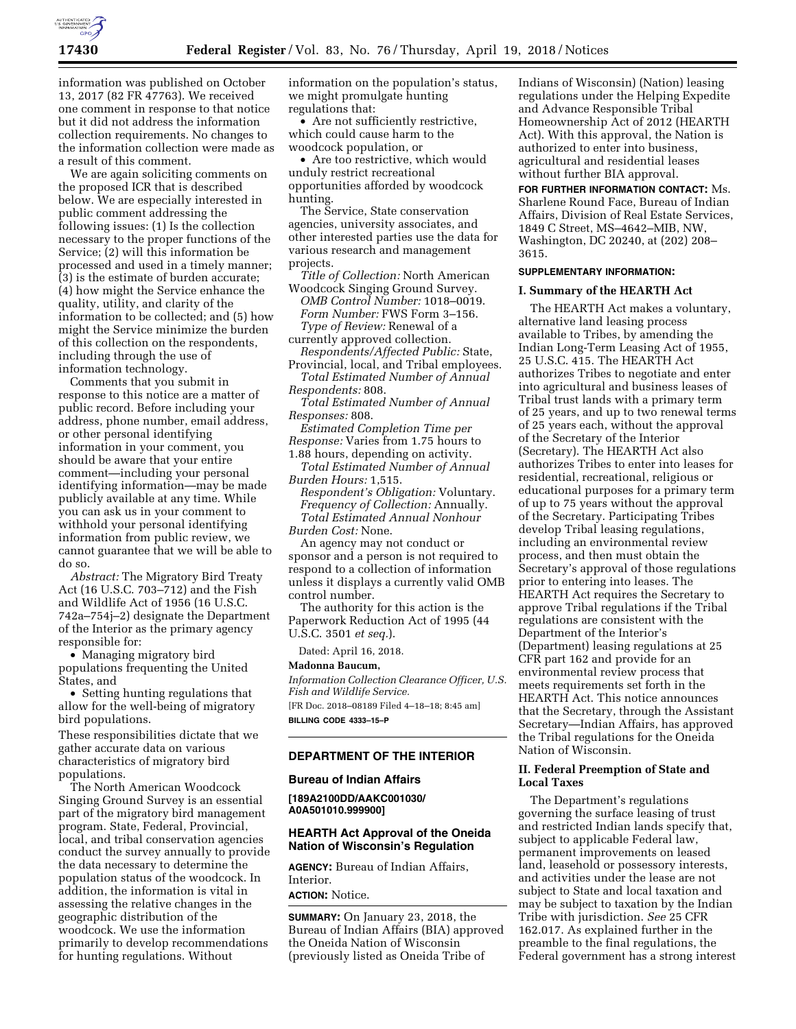information was published on October 13, 2017 (82 FR 47763). We received one comment in response to that notice but it did not address the information collection requirements. No changes to the information collection were made as a result of this comment.

We are again soliciting comments on the proposed ICR that is described below. We are especially interested in public comment addressing the following issues: (1) Is the collection necessary to the proper functions of the Service; (2) will this information be processed and used in a timely manner; (3) is the estimate of burden accurate; (4) how might the Service enhance the quality, utility, and clarity of the information to be collected; and (5) how might the Service minimize the burden of this collection on the respondents, including through the use of information technology.

Comments that you submit in response to this notice are a matter of public record. Before including your address, phone number, email address, or other personal identifying information in your comment, you should be aware that your entire comment—including your personal identifying information—may be made publicly available at any time. While you can ask us in your comment to withhold your personal identifying information from public review, we cannot guarantee that we will be able to do so.

*Abstract:* The Migratory Bird Treaty Act (16 U.S.C. 703–712) and the Fish and Wildlife Act of 1956 (16 U.S.C. 742a–754j–2) designate the Department of the Interior as the primary agency responsible for:

- Managing migratory bird populations frequenting the United States, and
- Setting hunting regulations that allow for the well-being of migratory bird populations.

These responsibilities dictate that we gather accurate data on various characteristics of migratory bird populations.

The North American Woodcock Singing Ground Survey is an essential part of the migratory bird management program. State, Federal, Provincial, local, and tribal conservation agencies conduct the survey annually to provide the data necessary to determine the population status of the woodcock. In addition, the information is vital in assessing the relative changes in the geographic distribution of the woodcock. We use the information primarily to develop recommendations for hunting regulations. Without information on the population's status, we might promulgate hunting regulations that:

- Are not sufficiently restrictive, which could cause harm to the woodcock population, or
- Are too restrictive, which would unduly restrict recreational opportunities afforded by woodcock hunting.

The Service, State conservation agencies, university associates, and other interested parties use the data for various research and management projects.

*Title of Collection:* North American Woodcock Singing Ground Survey.

*OMB Control Number:* 1018–0019.

*Form Number:* FWS Form 3–156.

*Type of Review:* Renewal of a currently approved collection.

*Respondents/Affected Public:* State, Provincial, local, and Tribal employees.

*Total Estimated Number of Annual Respondents:* 808.

*Total Estimated Number of Annual Responses:* 808.

*Estimated Completion Time per Response:* Varies from 1.75 hours to 1.88 hours, depending on activity.

*Total Estimated Number of Annual Burden Hours:* 1,515.

*Respondent's Obligation:* Voluntary.

*Frequency of Collection:* Annually.

*Total Estimated Annual Nonhour Burden Cost:* None.

An agency may not conduct or sponsor and a person is not required to respond to a collection of information unless it displays a currently valid OMB control number.

The authority for this action is the Paperwork Reduction Act of 1995 (44 U.S.C. 3501 *et seq.*).

Dated: April 16, 2018.

**Madonna Baucum,**

*Information Collection Clearance Officer, U.S. Fish and Wildlife Service.*

[FR Doc. 2018–08189 Filed 4–18–18; 8:45 am]

**BILLING CODE 4333–15–P**

---

## DEPARTMENT OF THE INTERIOR

### Bureau of Indian Affairs

**[189A2100DD/AAKC001030/A0A501010.999900]**

### HEARTH Act Approval of the Oneida Nation of Wisconsin's Regulation

**AGENCY:** Bureau of Indian Affairs, Interior.

**ACTION:** Notice.

**SUMMARY:** On January 23, 2018, the Bureau of Indian Affairs (BIA) approved the Oneida Nation of Wisconsin (previously listed as Oneida Tribe of Indians of Wisconsin) (Nation) leasing regulations under the Helping Expedite and Advance Responsible Tribal Homeownership Act of 2012 (HEARTH Act). With this approval, the Nation is authorized to enter into business, agricultural and residential leases without further BIA approval.

**FOR FURTHER INFORMATION CONTACT:** Ms. Sharlene Round Face, Bureau of Indian Affairs, Division of Real Estate Services, 1849 C Street, MS–4642–MIB, NW, Washington, DC 20240, at (202) 208–3615.

**SUPPLEMENTARY INFORMATION:**

#### I. Summary of the HEARTH Act

The HEARTH Act makes a voluntary, alternative land leasing process available to Tribes, by amending the Indian Long-Term Leasing Act of 1955, 25 U.S.C. 415. The HEARTH Act authorizes Tribes to negotiate and enter into agricultural and business leases of Tribal trust lands with a primary term of 25 years, and up to two renewal terms of 25 years each, without the approval of the Secretary of the Interior (Secretary). The HEARTH Act also authorizes Tribes to enter into leases for residential, recreational, religious or educational purposes for a primary term of up to 75 years without the approval of the Secretary. Participating Tribes develop Tribal leasing regulations, including an environmental review process, and then must obtain the Secretary's approval of those regulations prior to entering into leases. The HEARTH Act requires the Secretary to approve Tribal regulations if the Tribal regulations are consistent with the Department of the Interior's (Department) leasing regulations at 25 CFR part 162 and provide for an environmental review process that meets requirements set forth in the HEARTH Act. This notice announces that the Secretary, through the Assistant Secretary—Indian Affairs, has approved the Tribal regulations for the Oneida Nation of Wisconsin.

#### II. Federal Preemption of State and Local Taxes

The Department's regulations governing the surface leasing of trust and restricted Indian lands specify that, subject to applicable Federal law, permanent improvements on leased land, leasehold or possessory interests, and activities under the lease are not subject to State and local taxation and may be subject to taxation by the Indian Tribe with jurisdiction. *See* 25 CFR 162.017. As explained further in the preamble to the final regulations, the Federal government has a strong interest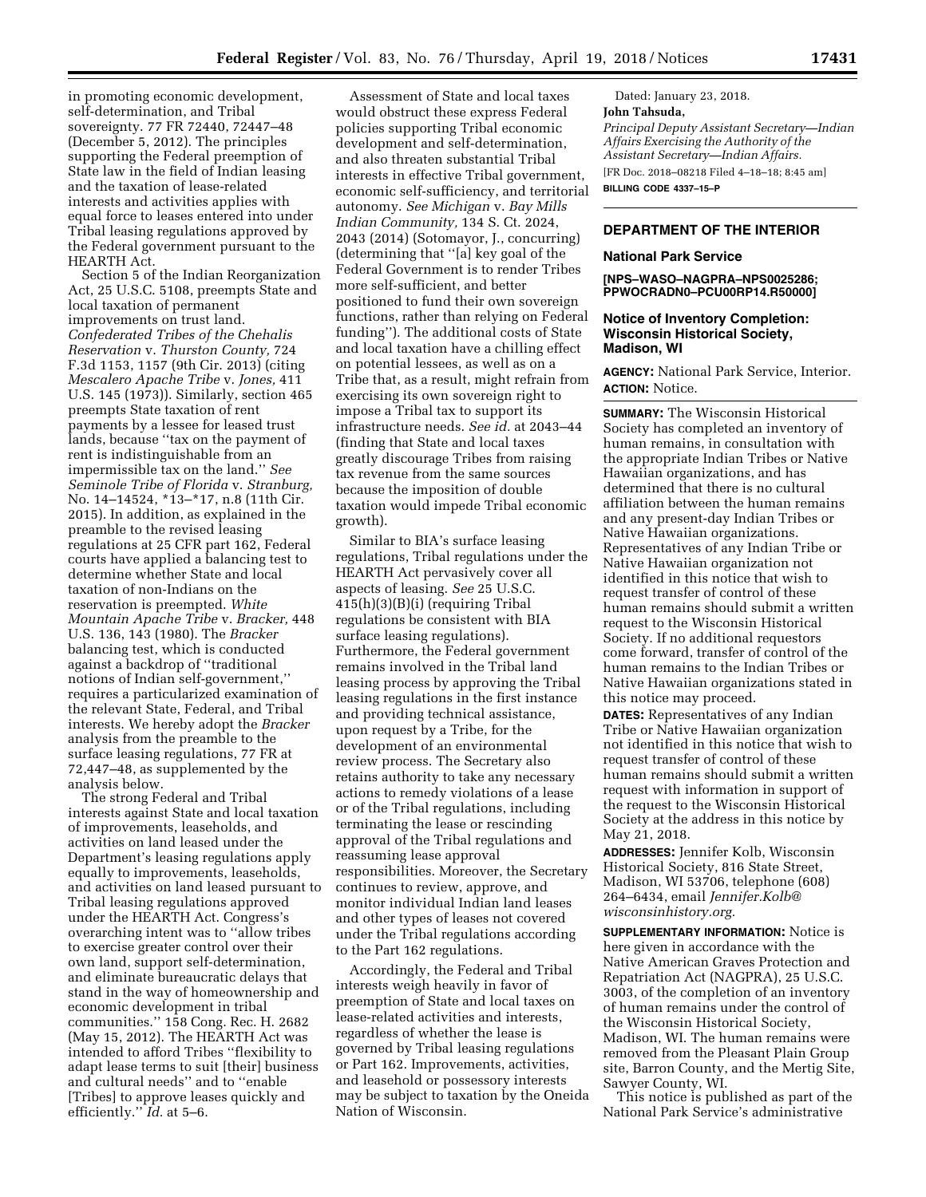in promoting economic development, self-determination, and Tribal sovereignty. 77 FR 72440, 72447–48 (December 5, 2012). The principles supporting the Federal preemption of State law in the field of Indian leasing and the taxation of lease-related interests and activities applies with equal force to leases entered into under Tribal leasing regulations approved by the Federal government pursuant to the HEARTH Act.

Section 5 of the Indian Reorganization Act, 25 U.S.C. 5108, preempts State and local taxation of permanent improvements on trust land. *Confederated Tribes of the Chehalis Reservation* v. *Thurston County,* 724 F.3d 1153, 1157 (9th Cir. 2013) (citing *Mescalero Apache Tribe* v. *Jones,* 411 U.S. 145 (1973)). Similarly, section 465 preempts State taxation of rent payments by a lessee for leased trust lands, because ''tax on the payment of rent is indistinguishable from an impermissible tax on the land.'' *See Seminole Tribe of Florida* v. *Stranburg,* No. 14–14524, *13–*17, n.8 (11th Cir. 2015). In addition, as explained in the preamble to the revised leasing regulations at 25 CFR part 162, Federal courts have applied a balancing test to determine whether State and local taxation of non-Indians on the reservation is preempted. *White Mountain Apache Tribe* v. *Bracker,* 448 U.S. 136, 143 (1980). The *Bracker* balancing test, which is conducted against a backdrop of ''traditional notions of Indian self-government,'' requires a particularized examination of the relevant State, Federal, and Tribal interests. We hereby adopt the *Bracker* analysis from the preamble to the surface leasing regulations, 77 FR at 72,447–48, as supplemented by the analysis below.

The strong Federal and Tribal interests against State and local taxation of improvements, leaseholds, and activities on land leased under the Department's leasing regulations apply equally to improvements, leaseholds, and activities on land leased pursuant to Tribal leasing regulations approved under the HEARTH Act. Congress's overarching intent was to ''allow tribes to exercise greater control over their own land, support self-determination, and eliminate bureaucratic delays that stand in the way of homeownership and economic development in tribal communities.'' 158 Cong. Rec. H. 2682 (May 15, 2012). The HEARTH Act was intended to afford Tribes ''flexibility to adapt lease terms to suit [their] business and cultural needs'' and to ''enable [Tribes] to approve leases quickly and efficiently.'' *Id.* at 5–6.

Assessment of State and local taxes would obstruct these express Federal policies supporting Tribal economic development and self-determination, and also threaten substantial Tribal interests in effective Tribal government, economic self-sufficiency, and territorial autonomy. *See Michigan* v. *Bay Mills Indian Community,* 134 S. Ct. 2024, 2043 (2014) (Sotomayor, J., concurring) (determining that ''[a] key goal of the Federal Government is to render Tribes more self-sufficient, and better positioned to fund their own sovereign functions, rather than relying on Federal funding''). The additional costs of State and local taxation have a chilling effect on potential lessees, as well as on a Tribe that, as a result, might refrain from exercising its own sovereign right to impose a Tribal tax to support its infrastructure needs. *See id.* at 2043–44 (finding that State and local taxes greatly discourage Tribes from raising tax revenue from the same sources because the imposition of double taxation would impede Tribal economic growth).

Similar to BIA's surface leasing regulations, Tribal regulations under the HEARTH Act pervasively cover all aspects of leasing. *See* 25 U.S.C. 415(h)(3)(B)(i) (requiring Tribal regulations be consistent with BIA surface leasing regulations). Furthermore, the Federal government remains involved in the Tribal land leasing process by approving the Tribal leasing regulations in the first instance and providing technical assistance, upon request by a Tribe, for the development of an environmental review process. The Secretary also retains authority to take any necessary actions to remedy violations of a lease or of the Tribal regulations, including terminating the lease or rescinding approval of the Tribal regulations and reassuming lease approval responsibilities. Moreover, the Secretary continues to review, approve, and monitor individual Indian land leases and other types of leases not covered under the Tribal regulations according to the Part 162 regulations.

Accordingly, the Federal and Tribal interests weigh heavily in favor of preemption of State and local taxes on lease-related activities and interests, regardless of whether the lease is governed by Tribal leasing regulations or Part 162. Improvements, activities, and leasehold or possessory interests may be subject to taxation by the Oneida Nation of Wisconsin.

Dated: January 23, 2018.

**John Tahsuda,**

*Principal Deputy Assistant Secretary—Indian Affairs Exercising the Authority of the Assistant Secretary—Indian Affairs.*

[FR Doc. 2018–08218 Filed 4–18–18; 8:45 am]

**BILLING CODE 4337–15–P**

---

## DEPARTMENT OF THE INTERIOR

### National Park Service

**[NPS–WASO–NAGPRA–NPS0025286; PPWOCRADN0–PCU00RP14.R50000]**

### Notice of Inventory Completion: Wisconsin Historical Society, Madison, WI

**AGENCY:** National Park Service, Interior.

**ACTION:** Notice.

**SUMMARY:** The Wisconsin Historical Society has completed an inventory of human remains, in consultation with the appropriate Indian Tribes or Native Hawaiian organizations, and has determined that there is no cultural affiliation between the human remains and any present-day Indian Tribes or Native Hawaiian organizations. Representatives of any Indian Tribe or Native Hawaiian organization not identified in this notice that wish to request transfer of control of these human remains should submit a written request to the Wisconsin Historical Society. If no additional requestors come forward, transfer of control of the human remains to the Indian Tribes or Native Hawaiian organizations stated in this notice may proceed.

**DATES:** Representatives of any Indian Tribe or Native Hawaiian organization not identified in this notice that wish to request transfer of control of these human remains should submit a written request with information in support of the request to the Wisconsin Historical Society at the address in this notice by May 21, 2018.

**ADDRESSES:** Jennifer Kolb, Wisconsin Historical Society, 816 State Street, Madison, WI 53706, telephone (608) 264–6434, email *Jennifer.Kolb@wisconsinhistory.org.*

**SUPPLEMENTARY INFORMATION:** Notice is here given in accordance with the Native American Graves Protection and Repatriation Act (NAGPRA), 25 U.S.C. 3003, of the completion of an inventory of human remains under the control of the Wisconsin Historical Society, Madison, WI. The human remains were removed from the Pleasant Plain Group site, Barron County, and the Mertig Site, Sawyer County, WI.

This notice is published as part of the National Park Service's administrative